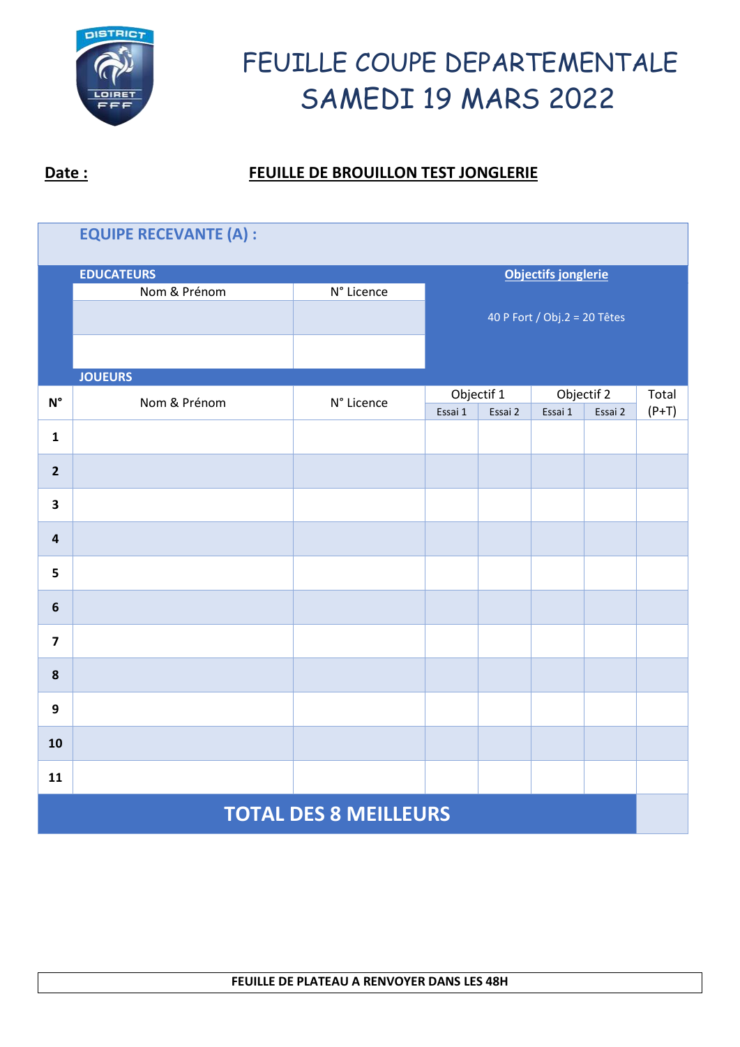# FEUILLE COUPE DEPARTEMENTALE SAMEDI 19 MARS 2022

**Date :**

**FEUILLE DE BROUILLON TEST JONGLERIE**

## EQUIPE RECEVANTE (A) :

**EDUCATEURS**

| Nom & Prénom | N° Licence |
|---|---|
| | |
| | |

**Objectifs jonglerie**

40 P Fort / Obj.2 = 20 Têtes

**JOUEURS**

| N° | Nom & Prénom | N° Licence | Objectif 1 | | Objectif 2 | | Total (P+T) |
|---|---|---|---|---|---|---|---|
| | | | Essai 1 | Essai 2 | Essai 1 | Essai 2 | |
| 1 | | | | | | | |
| 2 | | | | | | | |
| 3 | | | | | | | |
| 4 | | | | | | | |
| 5 | | | | | | | |
| 6 | | | | | | | |
| 7 | | | | | | | |
| 8 | | | | | | | |
| 9 | | | | | | | |
| 10 | | | | | | | |
| 11 | | | | | | | |
| **TOTAL DES 8 MEILLEURS** | | | | | | | |

**FEUILLE DE PLATEAU A RENVOYER DANS LES 48H**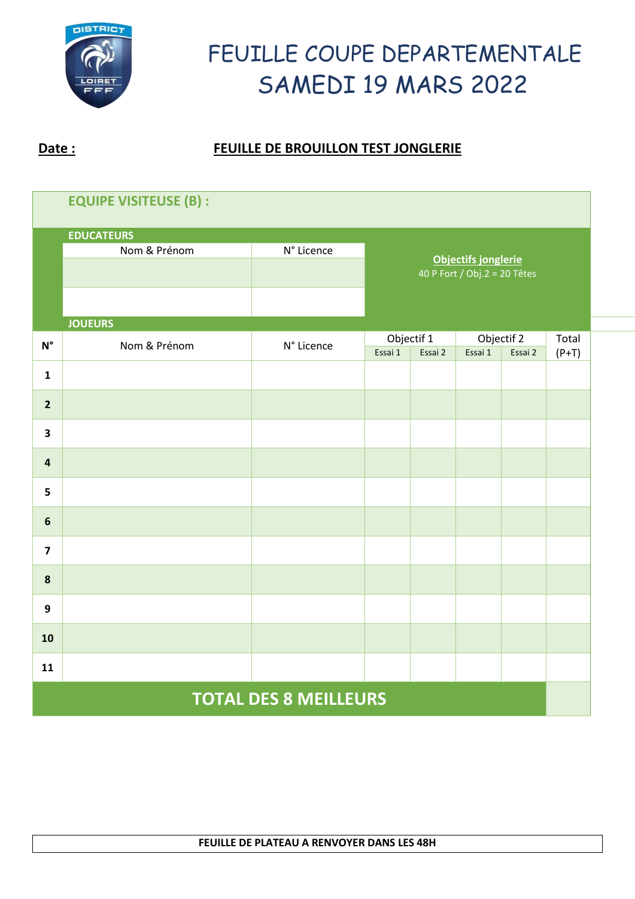# FEUILLE COUPE DEPARTEMENTALE
# SAMEDI 19 MARS 2022

**Date :**

**FEUILLE DE BROUILLON TEST JONGLERIE**

**EQUIPE VISITEUSE (B) :**

**EDUCATEURS**

| Nom & Prénom | N° Licence |
|---|---|
| | |
| | |

**Objectifs jonglerie**
40 P Fort / Obj.2 = 20 Têtes

**JOUEURS**

| N° | Nom & Prénom | N° Licence | Objectif 1 | | Objectif 2 | | Total (P+T) |
|---|---|---|---|---|---|---|---|
| | | | Essai 1 | Essai 2 | Essai 1 | Essai 2 | |
| 1 | | | | | | | |
| 2 | | | | | | | |
| 3 | | | | | | | |
| 4 | | | | | | | |
| 5 | | | | | | | |
| 6 | | | | | | | |
| 7 | | | | | | | |
| 8 | | | | | | | |
| 9 | | | | | | | |
| 10 | | | | | | | |
| 11 | | | | | | | |
| **TOTAL DES 8 MEILLEURS** | | | | | | | |

**FEUILLE DE PLATEAU A RENVOYER DANS LES 48H**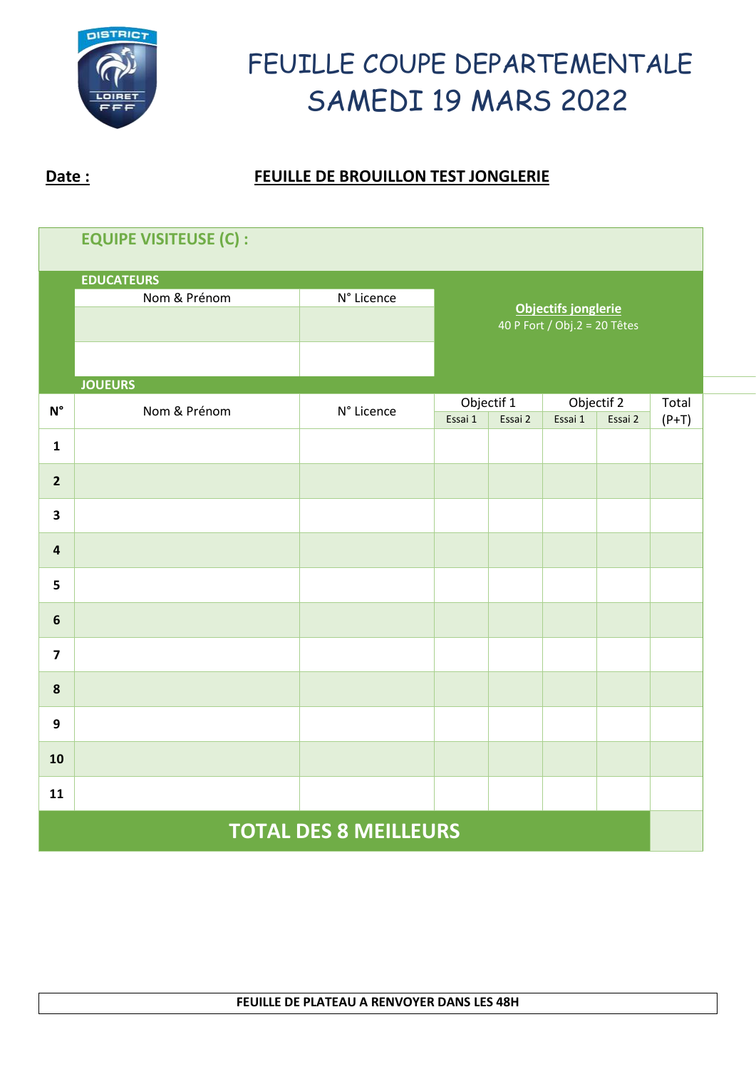# FEUILLE COUPE DEPARTEMENTALE SAMEDI 19 MARS 2022

**Date :**

**FEUILLE DE BROUILLON TEST JONGLERIE**

**EQUIPE VISITEUSE (C) :**

**EDUCATEURS**

| Nom & Prénom | N° Licence |
| --- | --- |
| | |
| | |

**Objectifs jonglerie**
40 P Fort / Obj.2 = 20 Têtes

**JOUEURS**

| N° | Nom & Prénom | N° Licence | Objectif 1 | | Objectif 2 | | Total (P+T) |
| --- | --- | --- | --- | --- | --- | --- | --- |
| | | | Essai 1 | Essai 2 | Essai 1 | Essai 2 | |
| **1** | | | | | | | |
| **2** | | | | | | | |
| **3** | | | | | | | |
| **4** | | | | | | | |
| **5** | | | | | | | |
| **6** | | | | | | | |
| **7** | | | | | | | |
| **8** | | | | | | | |
| **9** | | | | | | | |
| **10** | | | | | | | |
| **11** | | | | | | | |
| **TOTAL DES 8 MEILLEURS** | | | | | | | |

**FEUILLE DE PLATEAU A RENVOYER DANS LES 48H**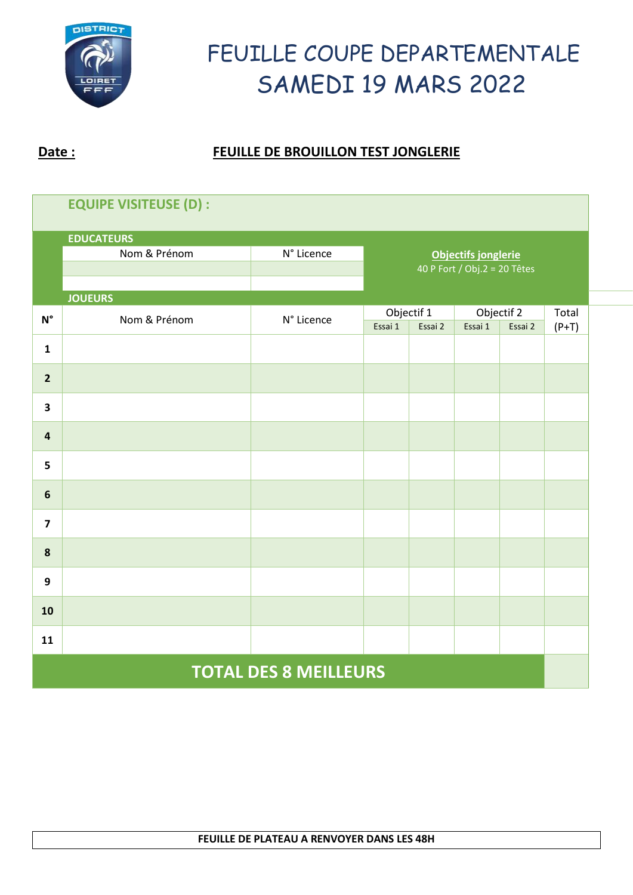# FEUILLE COUPE DEPARTEMENTALE SAMEDI 19 MARS 2022

**Date :**

**FEUILLE DE BROUILLON TEST JONGLERIE**

**EQUIPE VISITEUSE (D) :**

**EDUCATEURS**

| Nom & Prénom | N° Licence |
|---|---|
| | |
| | |

**Objectifs jonglerie**
40 P Fort / Obj.2 = 20 Têtes

**JOUEURS**

| N° | Nom & Prénom | N° Licence | Objectif 1 | | Objectif 2 | | Total (P+T) |
|---|---|---|---|---|---|---|---|
| | | | Essai 1 | Essai 2 | Essai 1 | Essai 2 | |
| **1** | | | | | | | |
| **2** | | | | | | | |
| **3** | | | | | | | |
| **4** | | | | | | | |
| **5** | | | | | | | |
| **6** | | | | | | | |
| **7** | | | | | | | |
| **8** | | | | | | | |
| **9** | | | | | | | |
| **10** | | | | | | | |
| **11** | | | | | | | |
| **TOTAL DES 8 MEILLEURS** | | | | | | | |

**FEUILLE DE PLATEAU A RENVOYER DANS LES 48H**